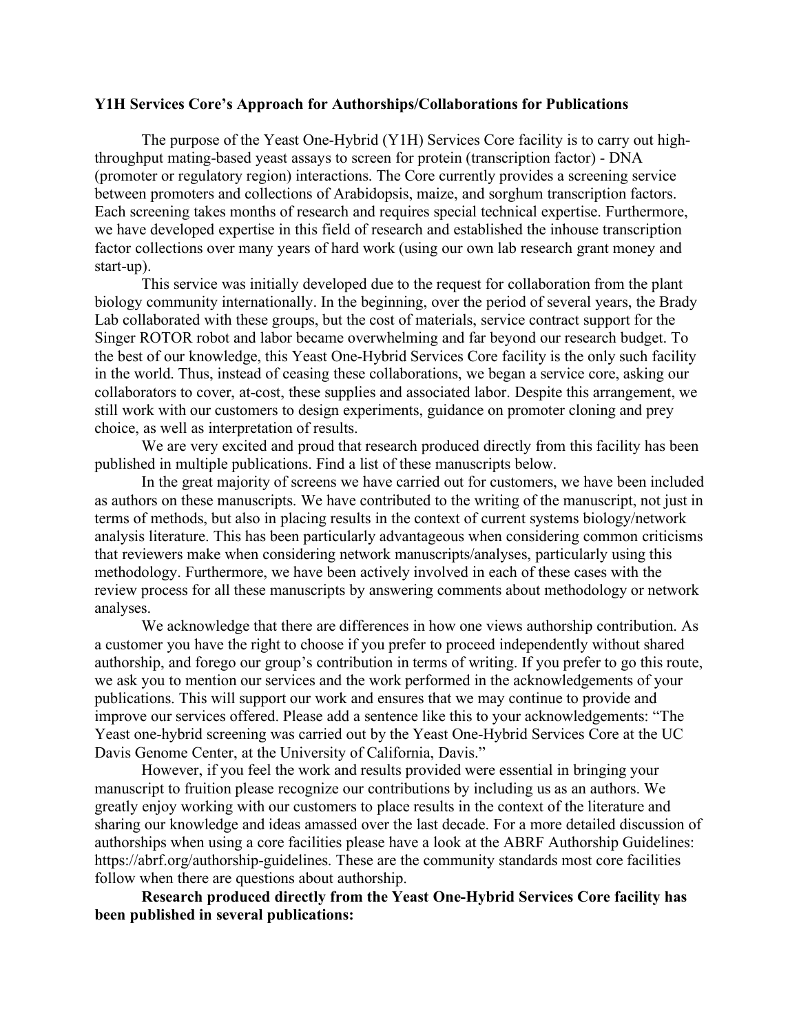**Y1H Services Core's Approach for Authorships/Collaborations for Publications**

The purpose of the Yeast One-Hybrid (Y1H) Services Core facility is to carry out high-throughput mating-based yeast assays to screen for protein (transcription factor) - DNA (promoter or regulatory region) interactions. The Core currently provides a screening service between promoters and collections of Arabidopsis, maize, and sorghum transcription factors. Each screening takes months of research and requires special technical expertise. Furthermore, we have developed expertise in this field of research and established the inhouse transcription factor collections over many years of hard work (using our own lab research grant money and start-up).

This service was initially developed due to the request for collaboration from the plant biology community internationally. In the beginning, over the period of several years, the Brady Lab collaborated with these groups, but the cost of materials, service contract support for the Singer ROTOR robot and labor became overwhelming and far beyond our research budget. To the best of our knowledge, this Yeast One-Hybrid Services Core facility is the only such facility in the world. Thus, instead of ceasing these collaborations, we began a service core, asking our collaborators to cover, at-cost, these supplies and associated labor. Despite this arrangement, we still work with our customers to design experiments, guidance on promoter cloning and prey choice, as well as interpretation of results.

We are very excited and proud that research produced directly from this facility has been published in multiple publications. Find a list of these manuscripts below.

In the great majority of screens we have carried out for customers, we have been included as authors on these manuscripts. We have contributed to the writing of the manuscript, not just in terms of methods, but also in placing results in the context of current systems biology/network analysis literature. This has been particularly advantageous when considering common criticisms that reviewers make when considering network manuscripts/analyses, particularly using this methodology. Furthermore, we have been actively involved in each of these cases with the review process for all these manuscripts by answering comments about methodology or network analyses.

We acknowledge that there are differences in how one views authorship contribution. As a customer you have the right to choose if you prefer to proceed independently without shared authorship, and forego our group's contribution in terms of writing. If you prefer to go this route, we ask you to mention our services and the work performed in the acknowledgements of your publications. This will support our work and ensures that we may continue to provide and improve our services offered. Please add a sentence like this to your acknowledgements: "The Yeast one-hybrid screening was carried out by the Yeast One-Hybrid Services Core at the UC Davis Genome Center, at the University of California, Davis."

However, if you feel the work and results provided were essential in bringing your manuscript to fruition please recognize our contributions by including us as an authors. We greatly enjoy working with our customers to place results in the context of the literature and sharing our knowledge and ideas amassed over the last decade. For a more detailed discussion of authorships when using a core facilities please have a look at the ABRF Authorship Guidelines: https://abrf.org/authorship-guidelines. These are the community standards most core facilities follow when there are questions about authorship.

**Research produced directly from the Yeast One-Hybrid Services Core facility has been published in several publications:**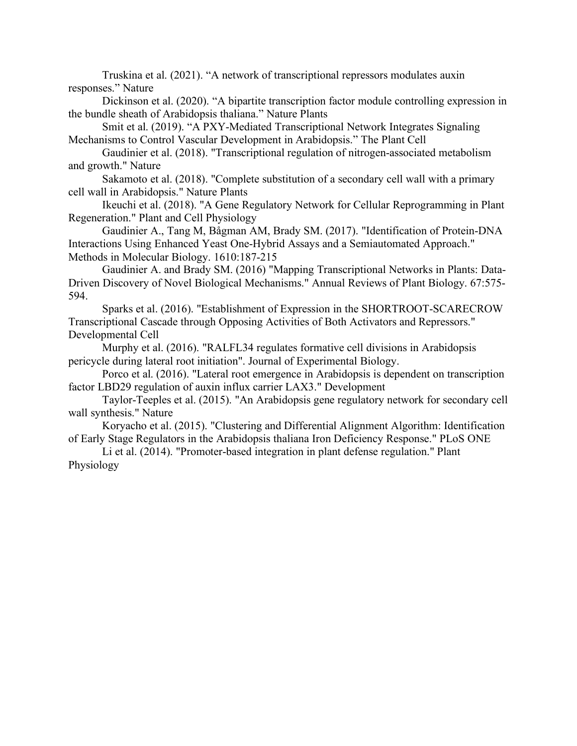Truskina et al. (2021). “A network of transcriptional repressors modulates auxin responses.” Nature

Dickinson et al. (2020). “A bipartite transcription factor module controlling expression in the bundle sheath of Arabidopsis thaliana.” Nature Plants

Smit et al. (2019). “A PXY-Mediated Transcriptional Network Integrates Signaling Mechanisms to Control Vascular Development in Arabidopsis.” The Plant Cell

Gaudinier et al. (2018). "Transcriptional regulation of nitrogen-associated metabolism and growth." Nature

Sakamoto et al. (2018). "Complete substitution of a secondary cell wall with a primary cell wall in Arabidopsis." Nature Plants

Ikeuchi et al. (2018). "A Gene Regulatory Network for Cellular Reprogramming in Plant Regeneration." Plant and Cell Physiology

Gaudinier A., Tang M, Bågman AM, Brady SM. (2017). "Identification of Protein-DNA Interactions Using Enhanced Yeast One-Hybrid Assays and a Semiautomated Approach." Methods in Molecular Biology. 1610:187-215

Gaudinier A. and Brady SM. (2016) "Mapping Transcriptional Networks in Plants: Data-Driven Discovery of Novel Biological Mechanisms." Annual Reviews of Plant Biology. 67:575-594.

Sparks et al. (2016). "Establishment of Expression in the SHORTROOT-SCARECROW Transcriptional Cascade through Opposing Activities of Both Activators and Repressors." Developmental Cell

Murphy et al. (2016). "RALFL34 regulates formative cell divisions in Arabidopsis pericycle during lateral root initiation". Journal of Experimental Biology.

Porco et al. (2016). "Lateral root emergence in Arabidopsis is dependent on transcription factor LBD29 regulation of auxin influx carrier LAX3." Development

Taylor-Teeples et al. (2015). "An Arabidopsis gene regulatory network for secondary cell wall synthesis." Nature

Koryacho et al. (2015). "Clustering and Differential Alignment Algorithm: Identification of Early Stage Regulators in the Arabidopsis thaliana Iron Deficiency Response." PLoS ONE

Li et al. (2014). "Promoter-based integration in plant defense regulation." Plant Physiology